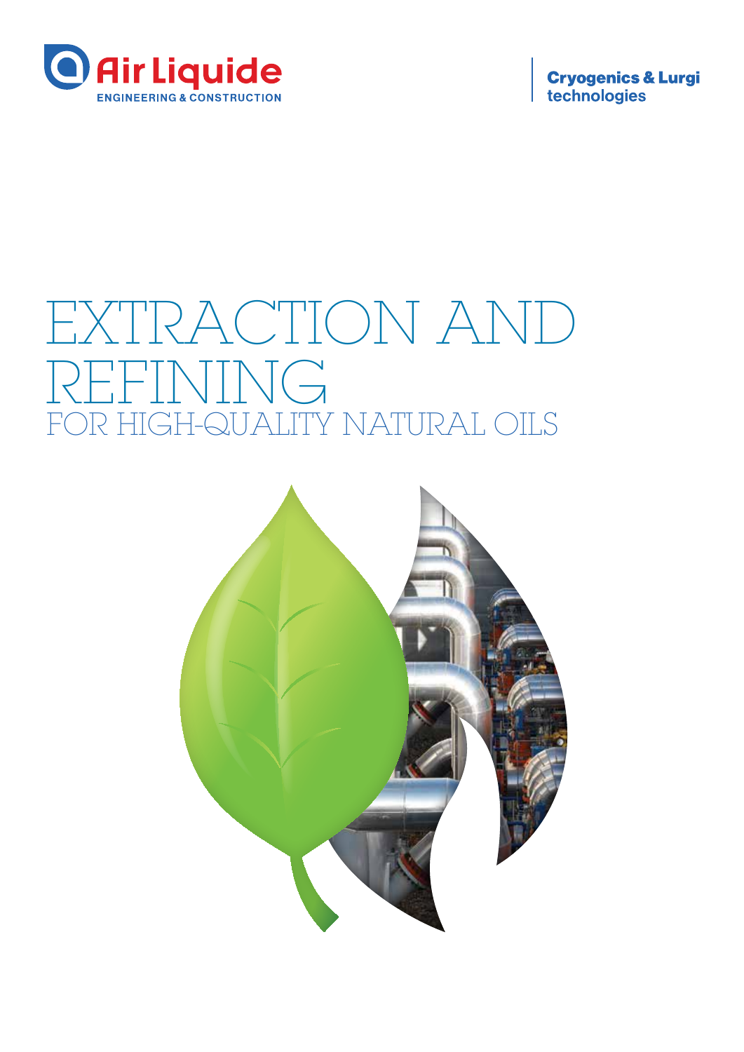Air Liquide

ENGINEERING & CONSTRUCTION

Cryogenics & Lurgi technologies

# EXTRACTION AND REFINING

## FOR HIGH-QUALITY NATURAL OILS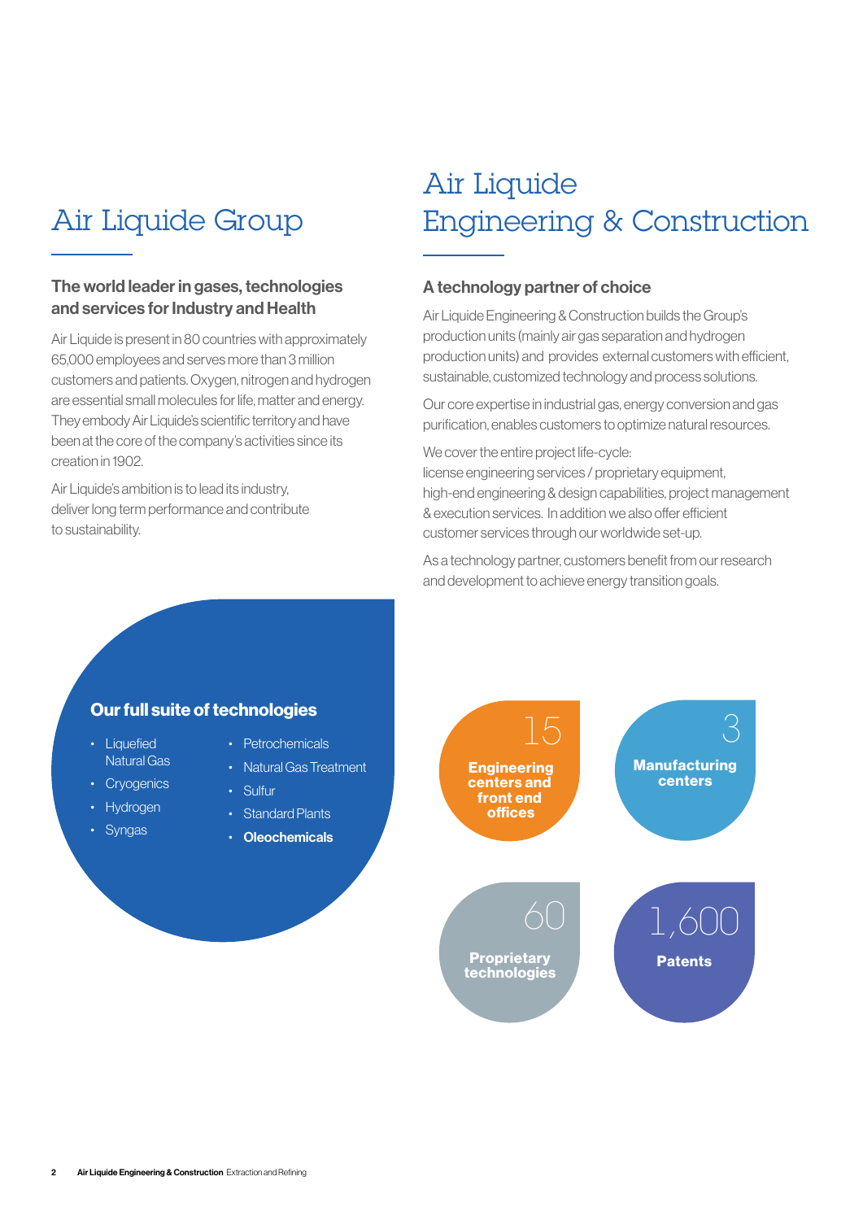# Air Liquide Group

### The world leader in gases, technologies and services for Industry and Health

Air Liquide is present in 80 countries with approximately 65,000 employees and serves more than 3 million customers and patients. Oxygen, nitrogen and hydrogen are essential small molecules for life, matter and energy. They embody Air Liquide's scientific territory and have been at the core of the company's activities since its creation in 1902.

Air Liquide's ambition is to lead its industry, deliver long term performance and contribute to sustainability.

# Air Liquide Engineering & Construction

### A technology partner of choice

Air Liquide Engineering & Construction builds the Group's production units (mainly air gas separation and hydrogen production units) and provides external customers with efficient, sustainable, customized technology and process solutions.

Our core expertise in industrial gas, energy conversion and gas purification, enables customers to optimize natural resources.

We cover the entire project life-cycle:
license engineering services / proprietary equipment, high-end engineering & design capabilities, project management & execution services. In addition we also offer efficient customer services through our worldwide set-up.

As a technology partner, customers benefit from our research and development to achieve energy transition goals.

### Our full suite of technologies

- Liquefied Natural Gas
- Cryogenics
- Hydrogen
- Syngas
- Petrochemicals
- Natural Gas Treatment
- Sulfur
- Standard Plants
- **Oleochemicals**

**15** Engineering centers and front end offices

**3** Manufacturing centers

**60** Proprietary technologies

**1,600** Patents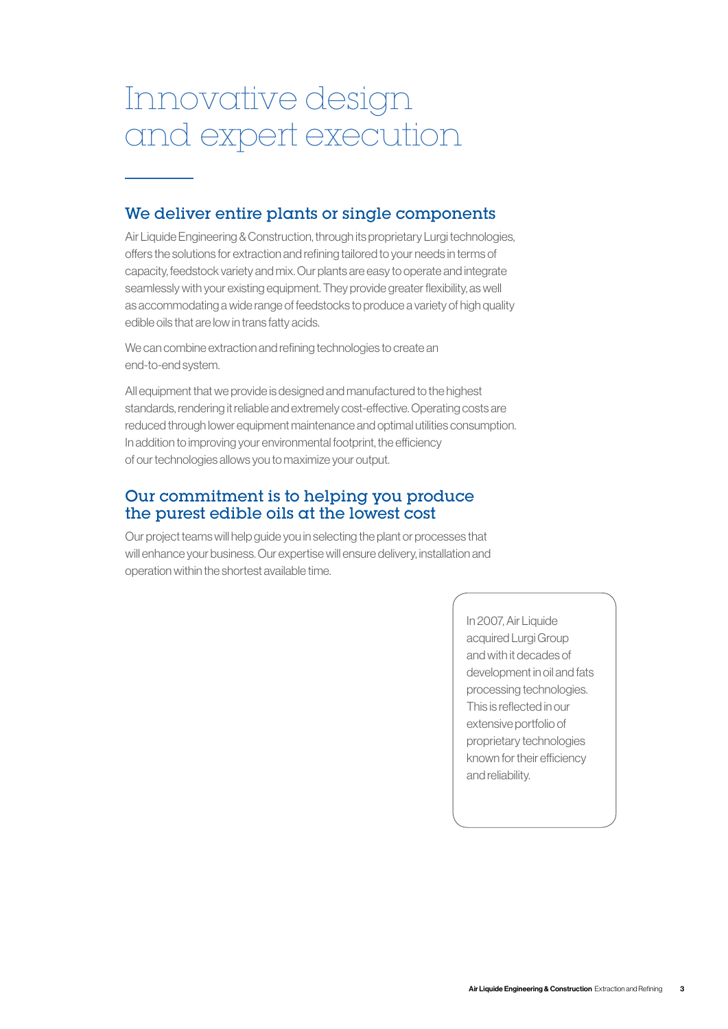# Innovative design and expert execution

## We deliver entire plants or single components

Air Liquide Engineering & Construction, through its proprietary Lurgi technologies, offers the solutions for extraction and refining tailored to your needs in terms of capacity, feedstock variety and mix. Our plants are easy to operate and integrate seamlessly with your existing equipment. They provide greater flexibility, as well as accommodating a wide range of feedstocks to produce a variety of high quality edible oils that are low in trans fatty acids.

We can combine extraction and refining technologies to create an end-to-end system.

All equipment that we provide is designed and manufactured to the highest standards, rendering it reliable and extremely cost-effective. Operating costs are reduced through lower equipment maintenance and optimal utilities consumption. In addition to improving your environmental footprint, the efficiency of our technologies allows you to maximize your output.

## Our commitment is to helping you produce the purest edible oils at the lowest cost

Our project teams will help guide you in selecting the plant or processes that will enhance your business. Our expertise will ensure delivery, installation and operation within the shortest available time.

In 2007, Air Liquide acquired Lurgi Group and with it decades of development in oil and fats processing technologies. This is reflected in our extensive portfolio of proprietary technologies known for their efficiency and reliability.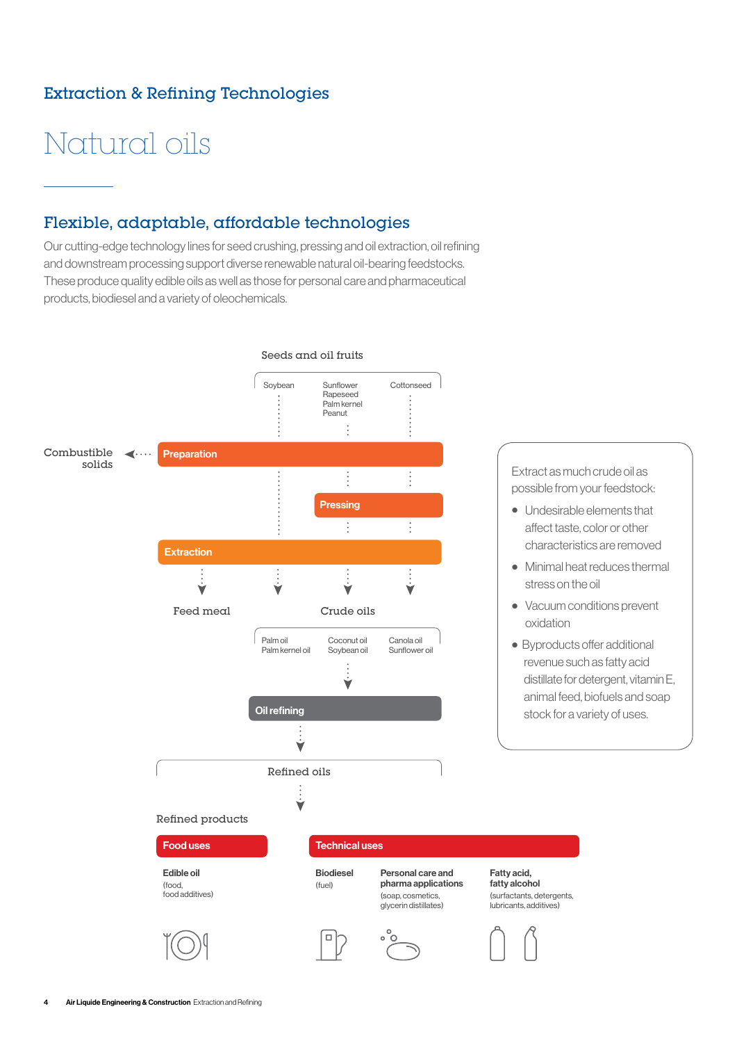## Extraction & Refining Technologies

# Natural oils

## Flexible, adaptable, affordable technologies

Our cutting-edge technology lines for seed crushing, pressing and oil extraction, oil refining and downstream processing support diverse renewable natural oil-bearing feedstocks. These produce quality edible oils as well as those for personal care and pharmaceutical products, biodiesel and a variety of oleochemicals.

Seeds and oil fruits

Soybean | Sunflower, Rapeseed, Palm kernel, Peanut | Cottonseed

Combustible solids ← **Preparation**

**Pressing**

**Extraction**

Feed meal

Crude oils

Palm oil, Palm kernel oil | Coconut oil, Soybean oil | Canola oil, Sunflower oil

**Oil refining**

Refined oils

Refined products

**Food uses**

**Edible oil** (food, food additives)

**Technical uses**

**Biodiesel** (fuel)

**Personal care and pharma applications** (soap, cosmetics, glycerin distillates)

**Fatty acid, fatty alcohol** (surfactants, detergents, lubricants, additives)

Extract as much crude oil as possible from your feedstock:

- Undesirable elements that affect taste, color or other characteristics are removed
- Minimal heat reduces thermal stress on the oil
- Vacuum conditions prevent oxidation
- Byproducts offer additional revenue such as fatty acid distillate for detergent, vitamin E, animal feed, biofuels and soap stock for a variety of uses.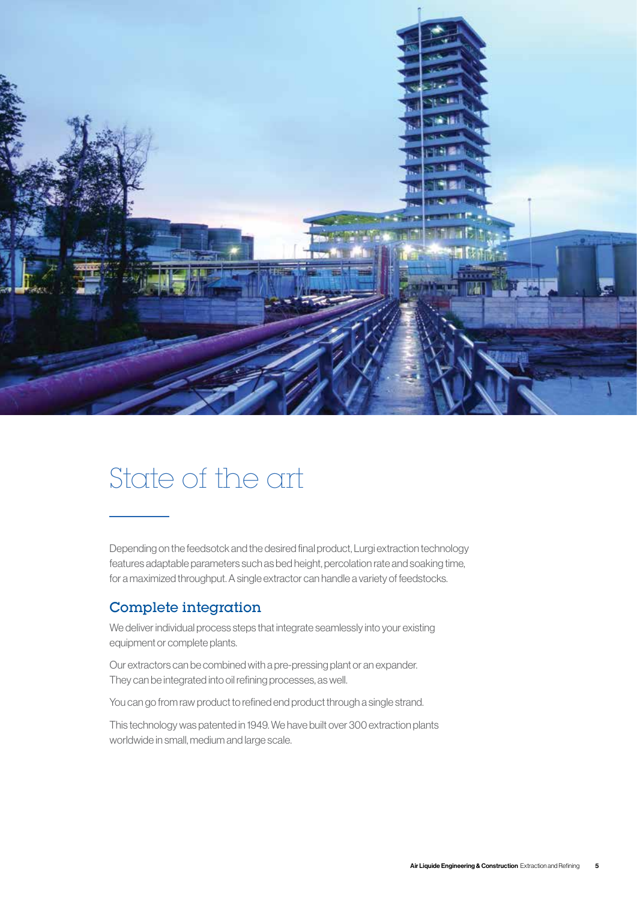# State of the art

Depending on the feedsotck and the desired final product, Lurgi extraction technology features adaptable parameters such as bed height, percolation rate and soaking time, for a maximized throughput. A single extractor can handle a variety of feedstocks.

## Complete integration

We deliver individual process steps that integrate seamlessly into your existing equipment or complete plants.

Our extractors can be combined with a pre-pressing plant or an expander. They can be integrated into oil refining processes, as well.

You can go from raw product to refined end product through a single strand.

This technology was patented in 1949. We have built over 300 extraction plants worldwide in small, medium and large scale.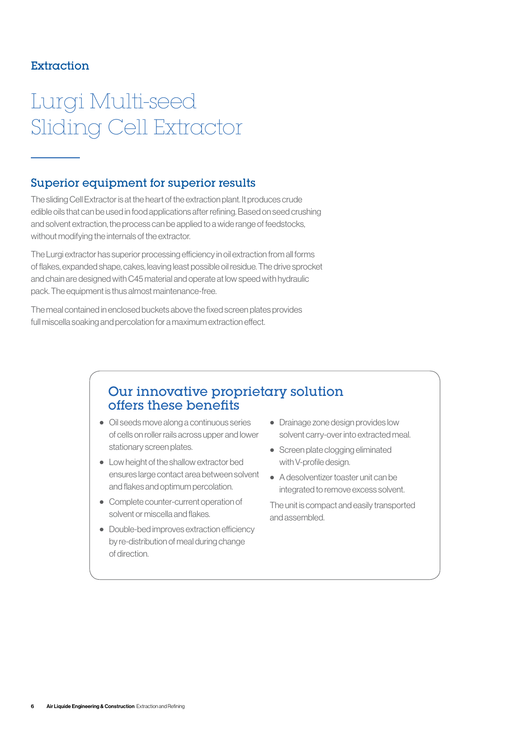## Extraction

# Lurgi Multi-seed Sliding Cell Extractor

### Superior equipment for superior results

The sliding Cell Extractor is at the heart of the extraction plant. It produces crude edible oils that can be used in food applications after refining. Based on seed crushing and solvent extraction, the process can be applied to a wide range of feedstocks, without modifying the internals of the extractor.

The Lurgi extractor has superior processing efficiency in oil extraction from all forms of flakes, expanded shape, cakes, leaving least possible oil residue. The drive sprocket and chain are designed with C45 material and operate at low speed with hydraulic pack. The equipment is thus almost maintenance-free.

The meal contained in enclosed buckets above the fixed screen plates provides full miscella soaking and percolation for a maximum extraction effect.

### Our innovative proprietary solution offers these benefits

- Oil seeds move along a continuous series of cells on roller rails across upper and lower stationary screen plates.
- Low height of the shallow extractor bed ensures large contact area between solvent and flakes and optimum percolation.
- Complete counter-current operation of solvent or miscella and flakes.
- Double-bed improves extraction efficiency by re-distribution of meal during change of direction.
- Drainage zone design provides low solvent carry-over into extracted meal.
- Screen plate clogging eliminated with V-profile design.
- A desolventizer toaster unit can be integrated to remove excess solvent.

The unit is compact and easily transported and assembled.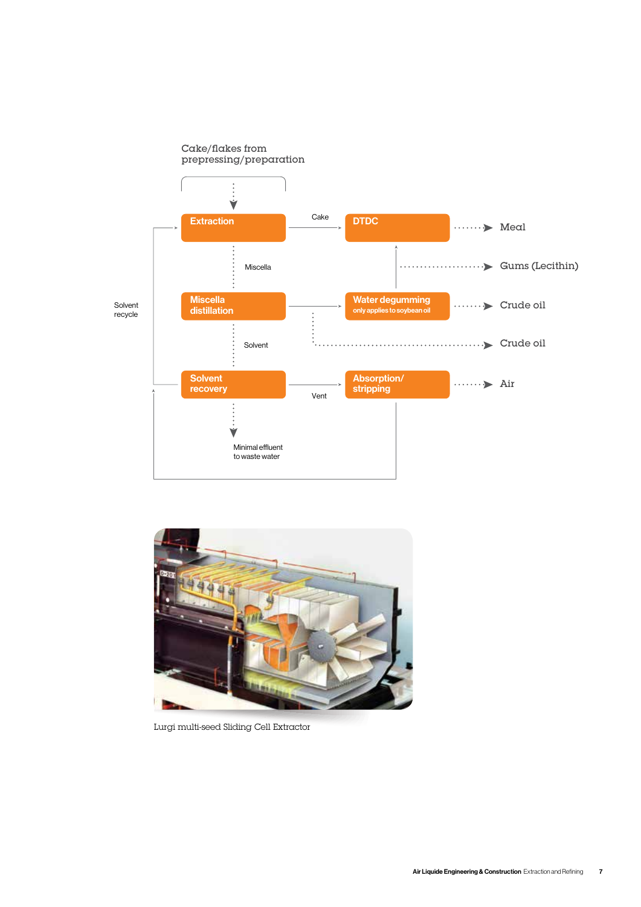Cake/flakes from prepressing/preparation

Extraction

Cake

DTDC

Meal

Miscella

Gums (Lecithin)

Solvent recycle

Miscella distillation

Water degumming
only applies to soybean oil

Crude oil

Solvent

Crude oil

Solvent recovery

Vent

Absorption/ stripping

Air

Minimal effluent to waste water

Lurgi multi-seed Sliding Cell Extractor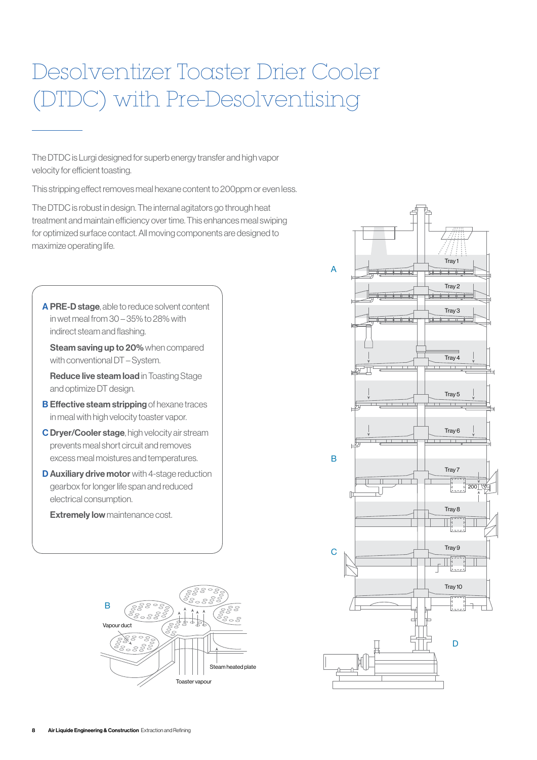# Desolventizer Toaster Drier Cooler (DTDC) with Pre-Desolventising

The DTDC is Lurgi designed for superb energy transfer and high vapor velocity for efficient toasting.

This stripping effect removes meal hexane content to 200ppm or even less.

The DTDC is robust in design. The internal agitators go through heat treatment and maintain efficiency over time. This enhances meal swiping for optimized surface contact. All moving components are designed to maximize operating life.

**A PRE-D stage**, able to reduce solvent content in wet meal from 30 – 35% to 28% with indirect steam and flashing.

**Steam saving up to 20%** when compared with conventional DT – System.

**Reduce live steam load** in Toasting Stage and optimize DT design.

**B Effective steam stripping** of hexane traces in meal with high velocity toaster vapor.

**C Dryer/Cooler stage**, high velocity air stream prevents meal short circuit and removes excess meal moistures and temperatures.

**D Auxiliary drive motor** with 4-stage reduction gearbox for longer life span and reduced electrical consumption.

**Extremely low** maintenance cost.

B

Vapour duct

Steam heated plate

Toaster vapour

A

Tray 1

Tray 2

Tray 3

Tray 4

Tray 5

Tray 6

B

Tray 7

200

Tray 8

C

Tray 9

Tray 10

D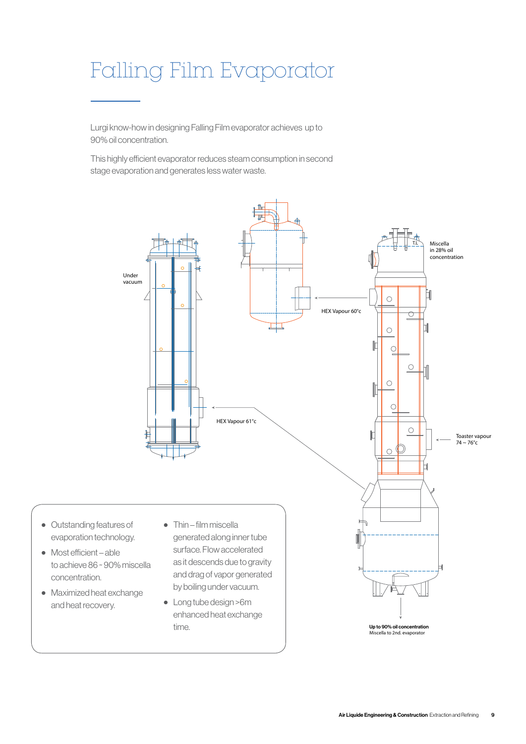# Falling Film Evaporator

Lurgi know-how in designing Falling Film evaporator achieves up to 90% oil concentration.

This highly efficient evaporator reduces steam consumption in second stage evaporation and generates less water waste.

Under vacuum

HEX Vapour 60°c

Miscella in 28% oil concentration

HEX Vapour 61°c

Toaster vapour 74 ~ 76°c

**Up to 90% oil concentration**
Miscella to 2nd. evaporator

- Outstanding features of evaporation technology.
- Most efficient – able to achieve 86 ~ 90% miscella concentration.
- Maximized heat exchange and heat recovery.
- Thin – film miscella generated along inner tube surface. Flow accelerated as it descends due to gravity and drag of vapor generated by boiling under vacuum.
- Long tube design >6m enhanced heat exchange time.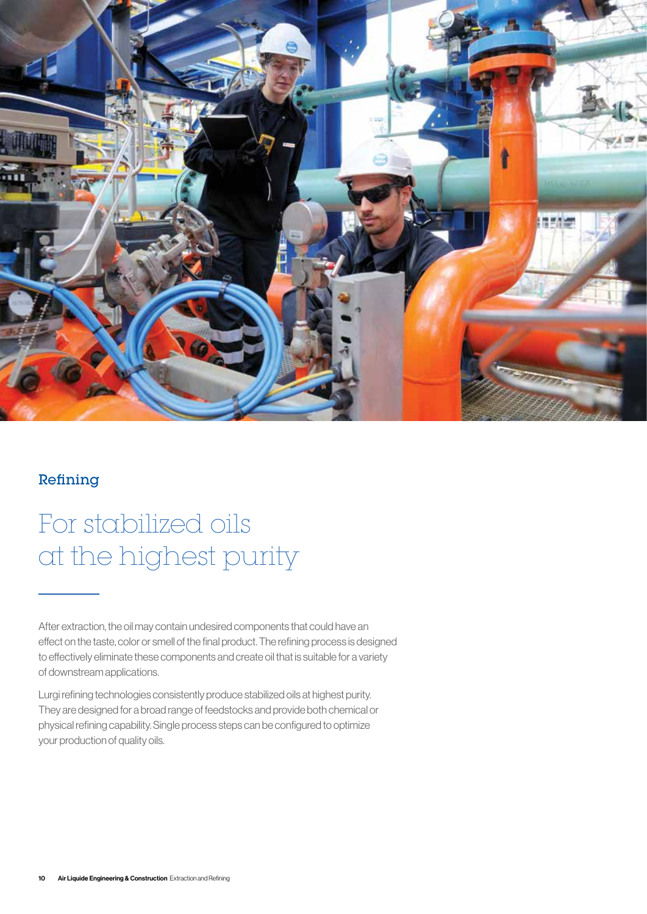## Refining

# For stabilized oils at the highest purity

After extraction, the oil may contain undesired components that could have an effect on the taste, color or smell of the final product. The refining process is designed to effectively eliminate these components and create oil that is suitable for a variety of downstream applications.

Lurgi refining technologies consistently produce stabilized oils at highest purity. They are designed for a broad range of feedstocks and provide both chemical or physical refining capability. Single process steps can be configured to optimize your production of quality oils.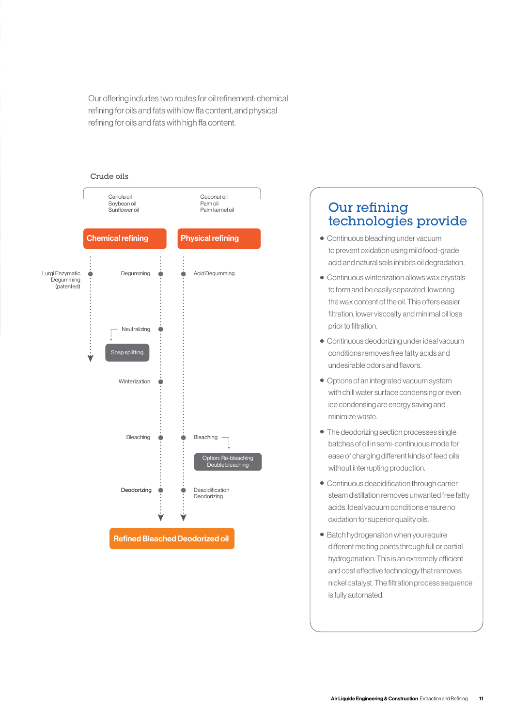Our offering includes two routes for oil refinement: chemical refining for oils and fats with low ffa content, and physical refining for oils and fats with high ffa content.

Crude oils

Canola oil
Soybean oil
Sunflower oil

Coconut oil
Palm oil
Palm kernel oil

**Chemical refining**

Lurgi Enzymatic Degumming (patented)

Degumming

Neutralizing

Soap splitting

Winterization

Bleaching

Deodorizing

**Physical refining**

Acid Degumming

Bleaching

Option: Re-bleaching
Double bleaching

Deacidification
Deodorizing

**Refined Bleached Deodorized oil**

## Our refining technologies provide

- Continuous bleaching under vacuum to prevent oxidation using mild food-grade acid and natural soils inhibits oil degradation.
- Continuous winterization allows wax crystals to form and be easily separated, lowering the wax content of the oil. This offers easier filtration, lower viscosity and minimal oil loss prior to filtration.
- Continuous deodorizing under ideal vacuum conditions removes free fatty acids and undesirable odors and flavors.
- Options of an integrated vacuum system with chill water surface condensing or even ice condensing are energy saving and minimize waste.
- The deodorizing section processes single batches of oil in semi-continuous mode for ease of charging different kinds of feed oils without interrupting production.
- Continuous deacidification through carrier steam distillation removes unwanted free fatty acids. Ideal vacuum conditions ensure no oxidation for superior quality oils.
- Batch hydrogenation when you require different melting points through full or partial hydrogenation. This is an extremely efficient and cost effective technology that removes nickel catalyst. The filtration process sequence is fully automated.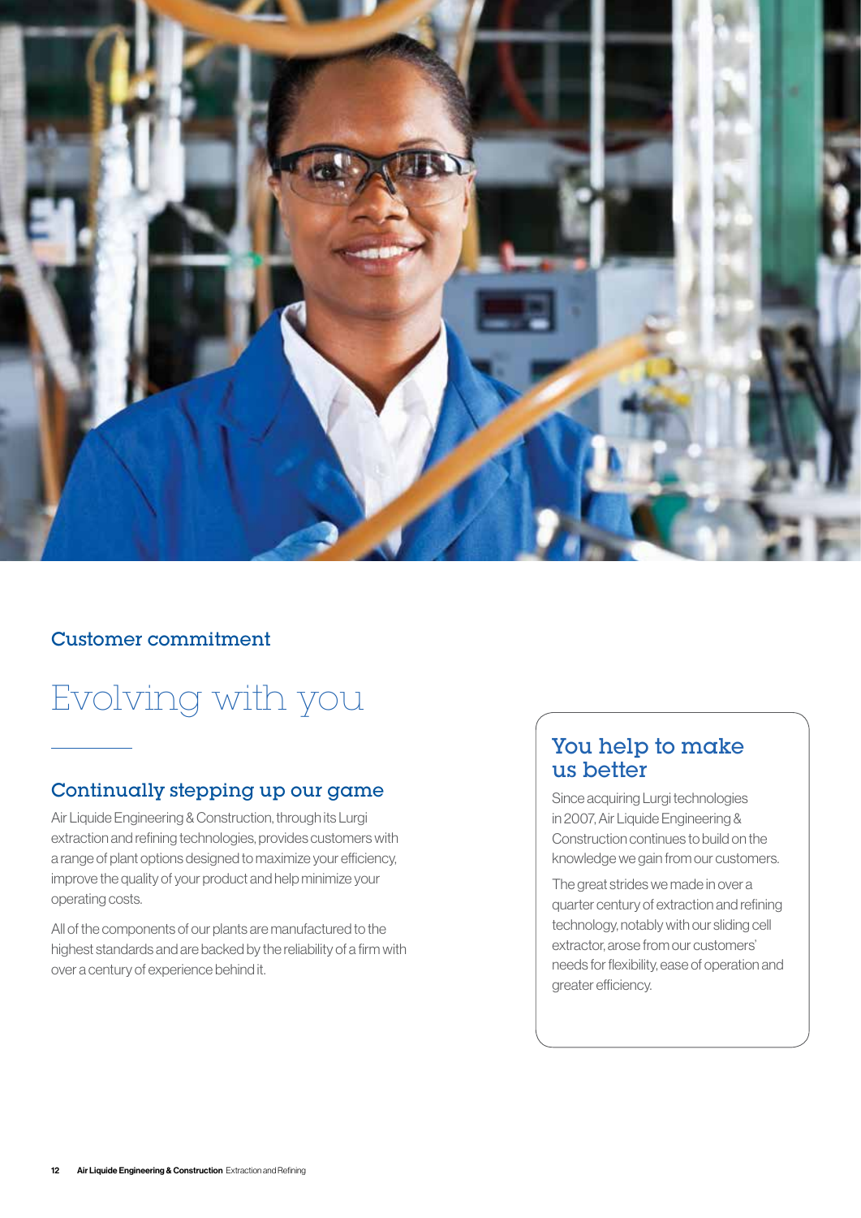## Customer commitment

# Evolving with you

### Continually stepping up our game

Air Liquide Engineering & Construction, through its Lurgi extraction and refining technologies, provides customers with a range of plant options designed to maximize your efficiency, improve the quality of your product and help minimize your operating costs.

All of the components of our plants are manufactured to the highest standards and are backed by the reliability of a firm with over a century of experience behind it.

### You help to make us better

Since acquiring Lurgi technologies in 2007, Air Liquide Engineering & Construction continues to build on the knowledge we gain from our customers.

The great strides we made in over a quarter century of extraction and refining technology, notably with our sliding cell extractor, arose from our customers' needs for flexibility, ease of operation and greater efficiency.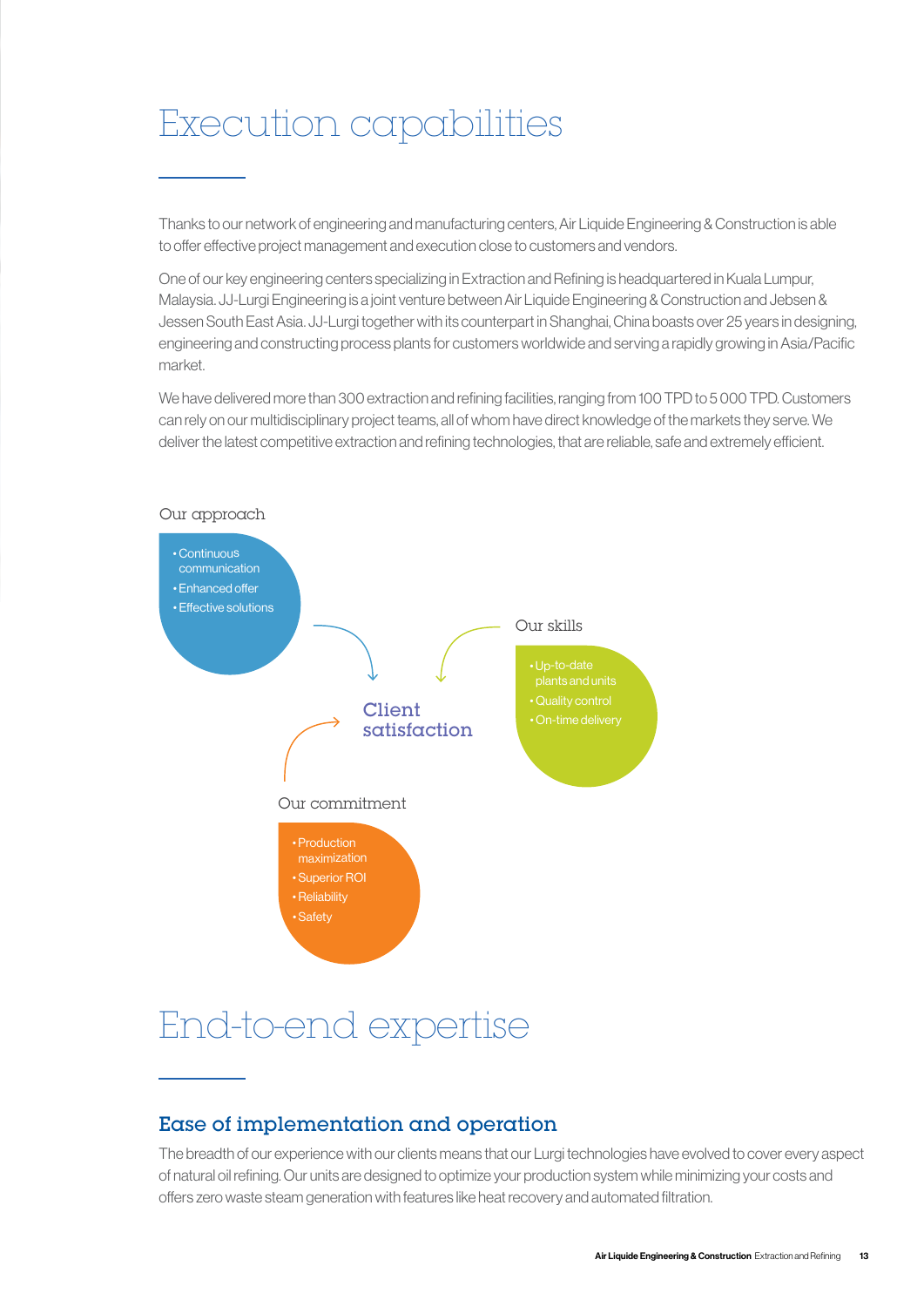# Execution capabilities

Thanks to our network of engineering and manufacturing centers, Air Liquide Engineering & Construction is able to offer effective project management and execution close to customers and vendors.

One of our key engineering centers specializing in Extraction and Refining is headquartered in Kuala Lumpur, Malaysia. JJ-Lurgi Engineering is a joint venture between Air Liquide Engineering & Construction and Jebsen & Jessen South East Asia. JJ-Lurgi together with its counterpart in Shanghai, China boasts over 25 years in designing, engineering and constructing process plants for customers worldwide and serving a rapidly growing in Asia/Pacific market.

We have delivered more than 300 extraction and refining facilities, ranging from 100 TPD to 5 000 TPD. Customers can rely on our multidisciplinary project teams, all of whom have direct knowledge of the markets they serve. We deliver the latest competitive extraction and refining technologies, that are reliable, safe and extremely efficient.

Our approach

- Continuous communication
- Enhanced offer
- Effective solutions

Our skills

- Up-to-date plants and units
- Quality control
- On-time delivery

Client satisfaction

Our commitment

- Production maximization
- Superior ROI
- Reliability
- Safety

# End-to-end expertise

## Ease of implementation and operation

The breadth of our experience with our clients means that our Lurgi technologies have evolved to cover every aspect of natural oil refining. Our units are designed to optimize your production system while minimizing your costs and offers zero waste steam generation with features like heat recovery and automated filtration.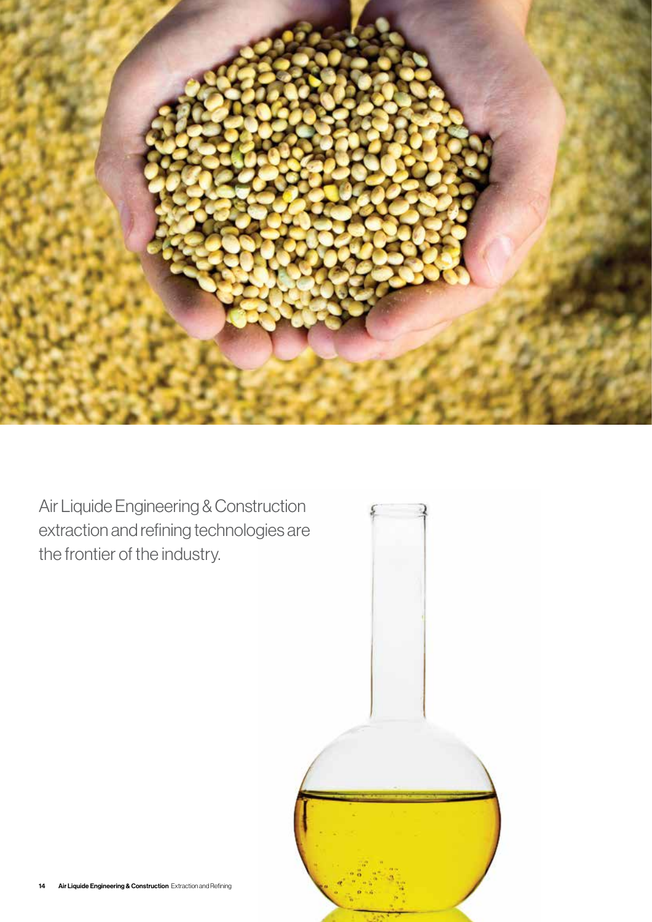Air Liquide Engineering & Construction extraction and refining technologies are the frontier of the industry.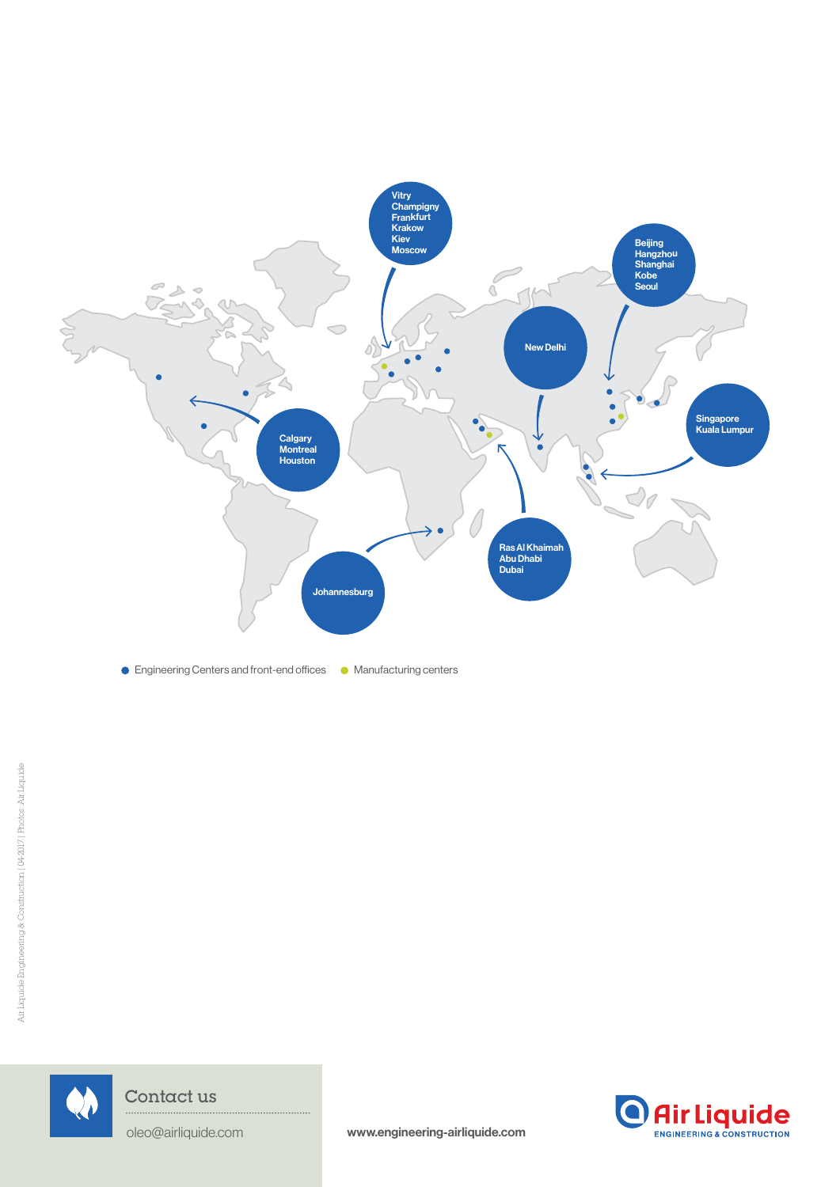Vitry
Champigny
Frankfurt
Krakow
Kiev
Moscow

Beijing
Hangzhou
Shanghai
Kobe
Seoul

New Delhi

Singapore
Kuala Lumpur

Calgary
Montreal
Houston

Ras Al Khaimah
Abu Dhabi
Dubai

Johannesburg

● Engineering Centers and front-end offices ● Manufacturing centers

Air Liquide Engineering & Construction | 04.2017 | Photos: Air Liquide

## Contact us

oleo@airliquide.com

www.engineering-airliquide.com

Air Liquide
ENGINEERING & CONSTRUCTION